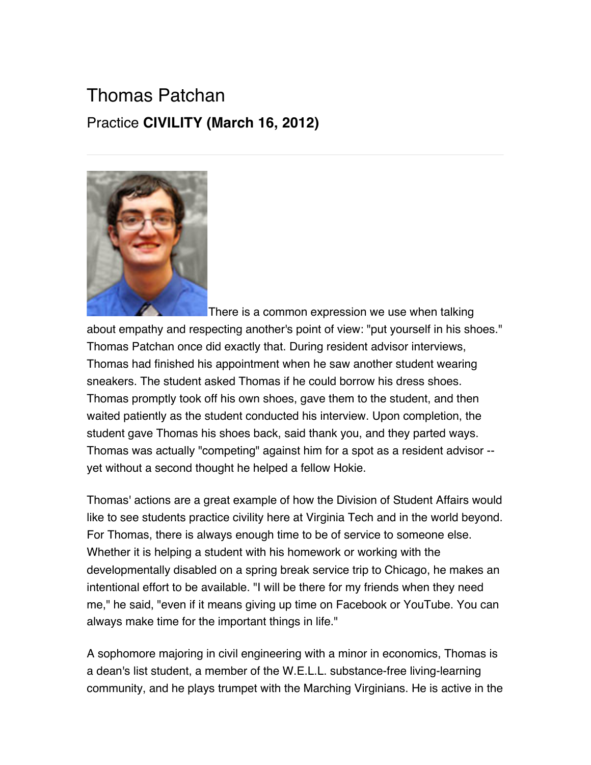# Thomas Patchan

## Practice **CIVILITY (March 16, 2012)**

---

There is a common expression we use when talking about empathy and respecting another's point of view: "put yourself in his shoes." Thomas Patchan once did exactly that. During resident advisor interviews, Thomas had finished his appointment when he saw another student wearing sneakers. The student asked Thomas if he could borrow his dress shoes. Thomas promptly took off his own shoes, gave them to the student, and then waited patiently as the student conducted his interview. Upon completion, the student gave Thomas his shoes back, said thank you, and they parted ways. Thomas was actually "competing" against him for a spot as a resident advisor -- yet without a second thought he helped a fellow Hokie.

Thomas' actions are a great example of how the Division of Student Affairs would like to see students practice civility here at Virginia Tech and in the world beyond. For Thomas, there is always enough time to be of service to someone else. Whether it is helping a student with his homework or working with the developmentally disabled on a spring break service trip to Chicago, he makes an intentional effort to be available. "I will be there for my friends when they need me," he said, "even if it means giving up time on Facebook or YouTube. You can always make time for the important things in life."

A sophomore majoring in civil engineering with a minor in economics, Thomas is a dean's list student, a member of the W.E.L.L. substance-free living-learning community, and he plays trumpet with the Marching Virginians. He is active in the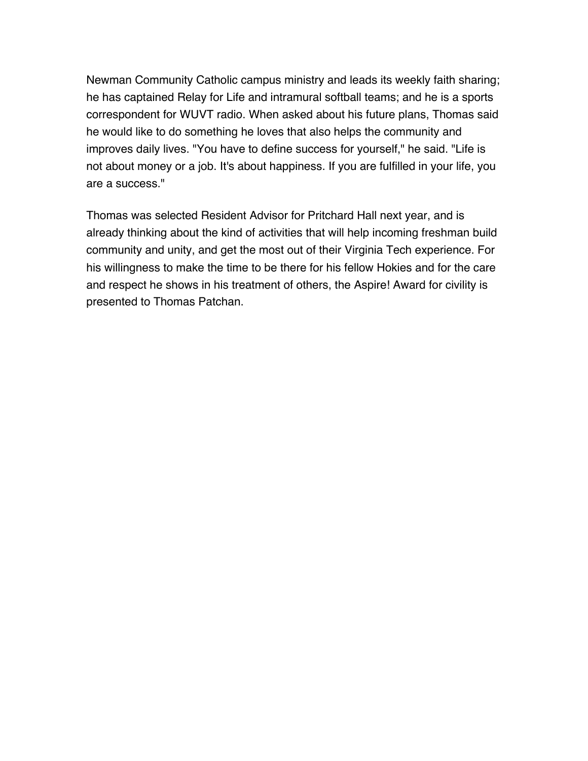Newman Community Catholic campus ministry and leads its weekly faith sharing; he has captained Relay for Life and intramural softball teams; and he is a sports correspondent for WUVT radio. When asked about his future plans, Thomas said he would like to do something he loves that also helps the community and improves daily lives. "You have to define success for yourself," he said. "Life is not about money or a job. It's about happiness. If you are fulfilled in your life, you are a success."

Thomas was selected Resident Advisor for Pritchard Hall next year, and is already thinking about the kind of activities that will help incoming freshman build community and unity, and get the most out of their Virginia Tech experience. For his willingness to make the time to be there for his fellow Hokies and for the care and respect he shows in his treatment of others, the Aspire! Award for civility is presented to Thomas Patchan.